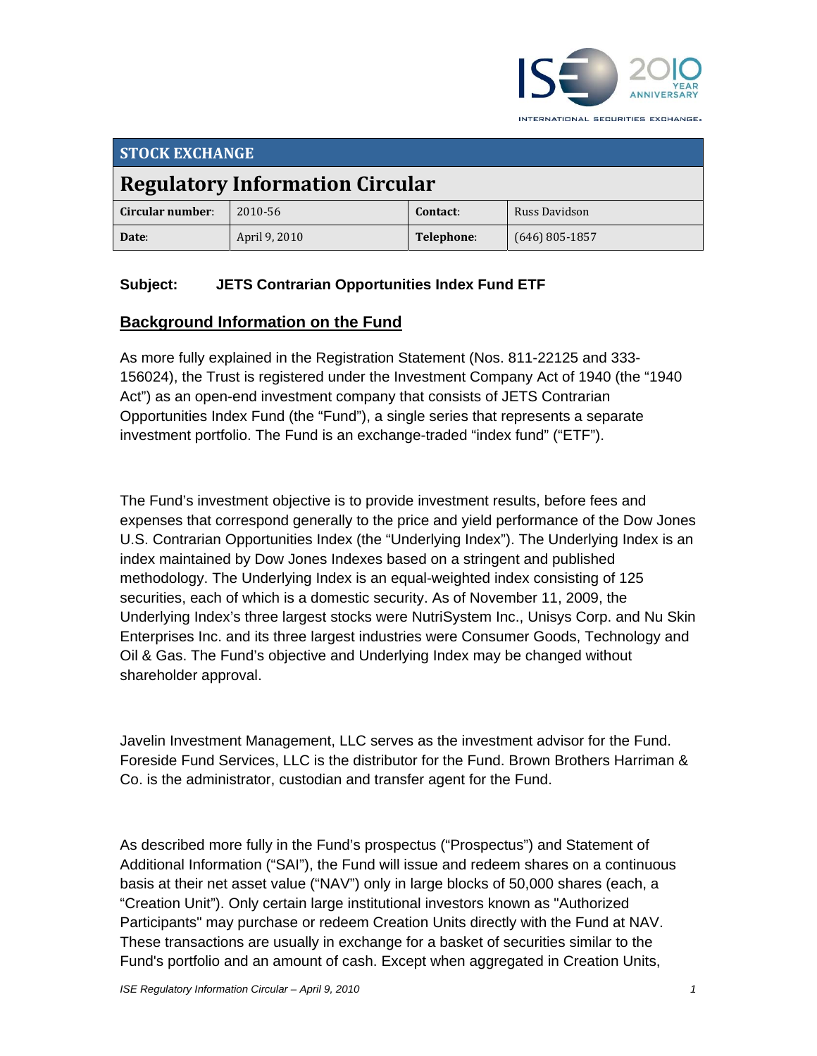INTERNATIONAL SECURITIES EXCHANGE.

| STOCK EXCHANGE | | | |
|---|---|---|---|
| **Regulatory Information Circular** | | | |
| **Circular number:** | 2010-56 | **Contact:** | Russ Davidson |
| **Date:** | April 9, 2010 | **Telephone:** | (646) 805-1857 |

**Subject: JETS Contrarian Opportunities Index Fund ETF**

## Background Information on the Fund

As more fully explained in the Registration Statement (Nos. 811-22125 and 333-156024), the Trust is registered under the Investment Company Act of 1940 (the "1940 Act") as an open-end investment company that consists of JETS Contrarian Opportunities Index Fund (the "Fund"), a single series that represents a separate investment portfolio. The Fund is an exchange-traded "index fund" ("ETF").

The Fund's investment objective is to provide investment results, before fees and expenses that correspond generally to the price and yield performance of the Dow Jones U.S. Contrarian Opportunities Index (the "Underlying Index"). The Underlying Index is an index maintained by Dow Jones Indexes based on a stringent and published methodology. The Underlying Index is an equal-weighted index consisting of 125 securities, each of which is a domestic security. As of November 11, 2009, the Underlying Index's three largest stocks were NutriSystem Inc., Unisys Corp. and Nu Skin Enterprises Inc. and its three largest industries were Consumer Goods, Technology and Oil & Gas. The Fund's objective and Underlying Index may be changed without shareholder approval.

Javelin Investment Management, LLC serves as the investment advisor for the Fund. Foreside Fund Services, LLC is the distributor for the Fund. Brown Brothers Harriman & Co. is the administrator, custodian and transfer agent for the Fund.

As described more fully in the Fund's prospectus ("Prospectus") and Statement of Additional Information ("SAI"), the Fund will issue and redeem shares on a continuous basis at their net asset value ("NAV") only in large blocks of 50,000 shares (each, a "Creation Unit"). Only certain large institutional investors known as "Authorized Participants" may purchase or redeem Creation Units directly with the Fund at NAV. These transactions are usually in exchange for a basket of securities similar to the Fund's portfolio and an amount of cash. Except when aggregated in Creation Units,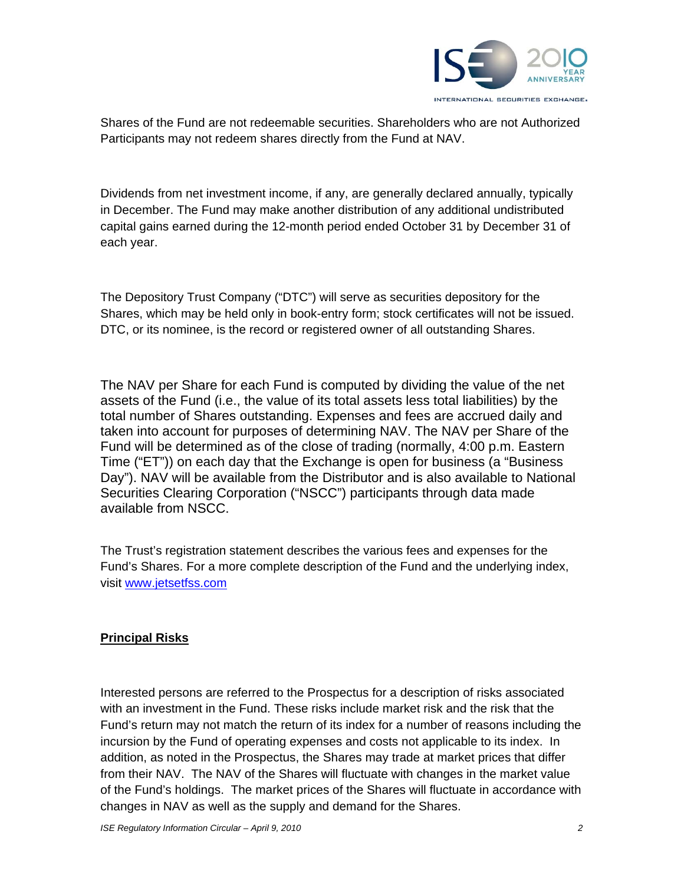Shares of the Fund are not redeemable securities. Shareholders who are not Authorized Participants may not redeem shares directly from the Fund at NAV.

Dividends from net investment income, if any, are generally declared annually, typically in December. The Fund may make another distribution of any additional undistributed capital gains earned during the 12-month period ended October 31 by December 31 of each year.

The Depository Trust Company ("DTC") will serve as securities depository for the Shares, which may be held only in book-entry form; stock certificates will not be issued. DTC, or its nominee, is the record or registered owner of all outstanding Shares.

The NAV per Share for each Fund is computed by dividing the value of the net assets of the Fund (i.e., the value of its total assets less total liabilities) by the total number of Shares outstanding. Expenses and fees are accrued daily and taken into account for purposes of determining NAV. The NAV per Share of the Fund will be determined as of the close of trading (normally, 4:00 p.m. Eastern Time ("ET")) on each day that the Exchange is open for business (a "Business Day"). NAV will be available from the Distributor and is also available to National Securities Clearing Corporation ("NSCC") participants through data made available from NSCC.

The Trust's registration statement describes the various fees and expenses for the Fund's Shares. For a more complete description of the Fund and the underlying index, visit [www.jetsetfss.com](http://www.jetsetfss.com)

**Principal Risks**

Interested persons are referred to the Prospectus for a description of risks associated with an investment in the Fund. These risks include market risk and the risk that the Fund's return may not match the return of its index for a number of reasons including the incursion by the Fund of operating expenses and costs not applicable to its index. In addition, as noted in the Prospectus, the Shares may trade at market prices that differ from their NAV. The NAV of the Shares will fluctuate with changes in the market value of the Fund's holdings. The market prices of the Shares will fluctuate in accordance with changes in NAV as well as the supply and demand for the Shares.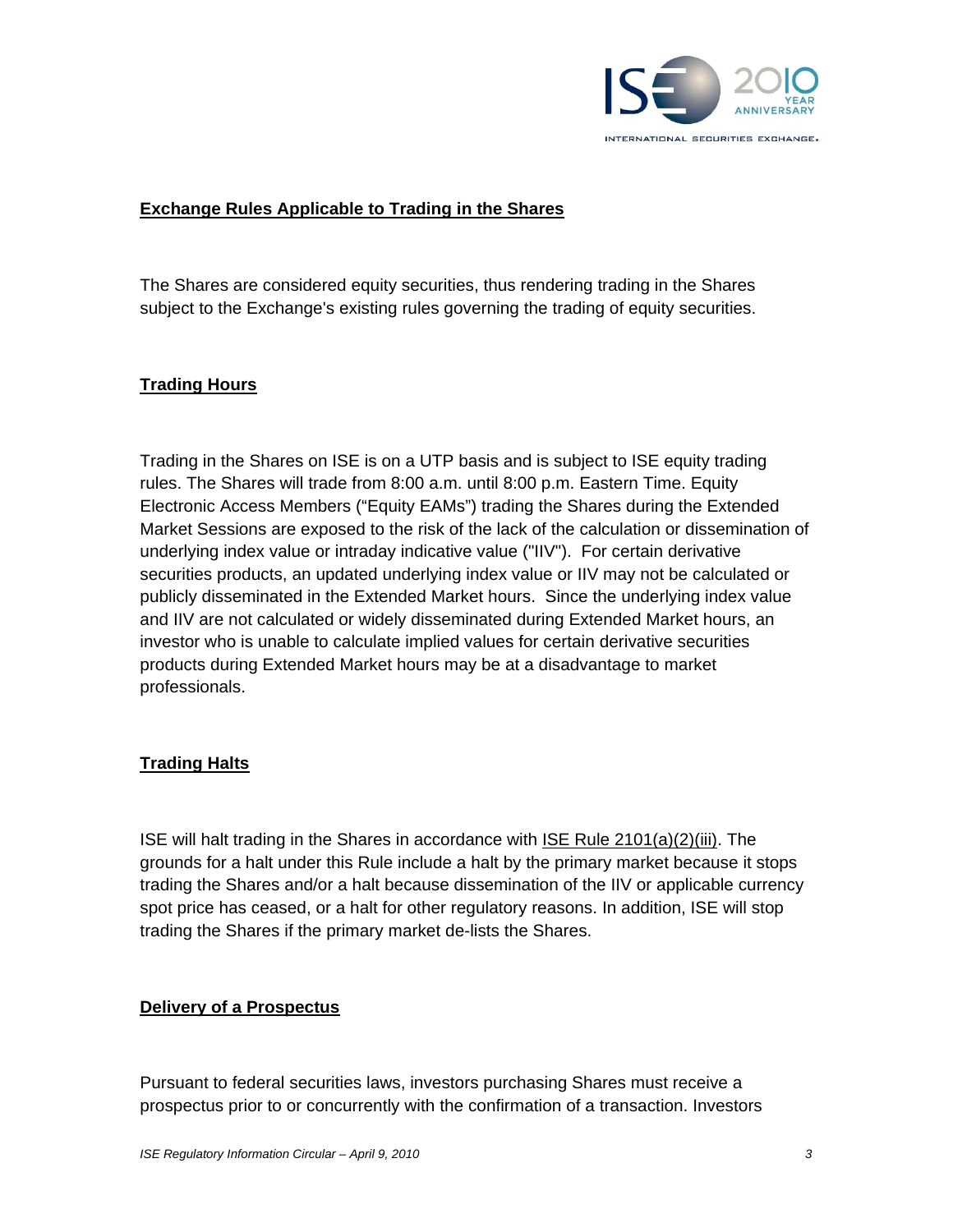## Exchange Rules Applicable to Trading in the Shares

The Shares are considered equity securities, thus rendering trading in the Shares subject to the Exchange's existing rules governing the trading of equity securities.

## Trading Hours

Trading in the Shares on ISE is on a UTP basis and is subject to ISE equity trading rules. The Shares will trade from 8:00 a.m. until 8:00 p.m. Eastern Time. Equity Electronic Access Members ("Equity EAMs") trading the Shares during the Extended Market Sessions are exposed to the risk of the lack of the calculation or dissemination of underlying index value or intraday indicative value ("IIV"). For certain derivative securities products, an updated underlying index value or IIV may not be calculated or publicly disseminated in the Extended Market hours. Since the underlying index value and IIV are not calculated or widely disseminated during Extended Market hours, an investor who is unable to calculate implied values for certain derivative securities products during Extended Market hours may be at a disadvantage to market professionals.

## Trading Halts

ISE will halt trading in the Shares in accordance with ISE Rule 2101(a)(2)(iii). The grounds for a halt under this Rule include a halt by the primary market because it stops trading the Shares and/or a halt because dissemination of the IIV or applicable currency spot price has ceased, or a halt for other regulatory reasons. In addition, ISE will stop trading the Shares if the primary market de-lists the Shares.

## Delivery of a Prospectus

Pursuant to federal securities laws, investors purchasing Shares must receive a prospectus prior to or concurrently with the confirmation of a transaction. Investors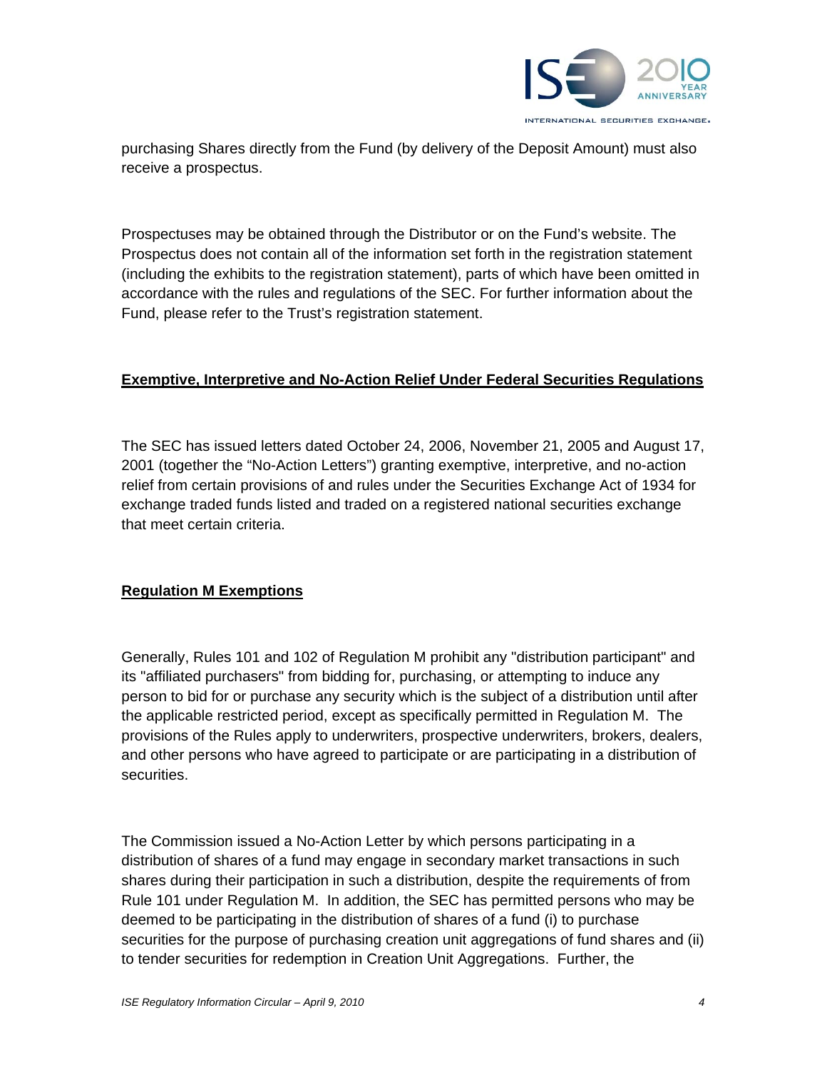purchasing Shares directly from the Fund (by delivery of the Deposit Amount) must also receive a prospectus.

Prospectuses may be obtained through the Distributor or on the Fund's website. The Prospectus does not contain all of the information set forth in the registration statement (including the exhibits to the registration statement), parts of which have been omitted in accordance with the rules and regulations of the SEC. For further information about the Fund, please refer to the Trust's registration statement.

**Exemptive, Interpretive and No-Action Relief Under Federal Securities Regulations**

The SEC has issued letters dated October 24, 2006, November 21, 2005 and August 17, 2001 (together the "No-Action Letters") granting exemptive, interpretive, and no-action relief from certain provisions of and rules under the Securities Exchange Act of 1934 for exchange traded funds listed and traded on a registered national securities exchange that meet certain criteria.

**Regulation M Exemptions**

Generally, Rules 101 and 102 of Regulation M prohibit any "distribution participant" and its "affiliated purchasers" from bidding for, purchasing, or attempting to induce any person to bid for or purchase any security which is the subject of a distribution until after the applicable restricted period, except as specifically permitted in Regulation M. The provisions of the Rules apply to underwriters, prospective underwriters, brokers, dealers, and other persons who have agreed to participate or are participating in a distribution of securities.

The Commission issued a No-Action Letter by which persons participating in a distribution of shares of a fund may engage in secondary market transactions in such shares during their participation in such a distribution, despite the requirements of from Rule 101 under Regulation M. In addition, the SEC has permitted persons who may be deemed to be participating in the distribution of shares of a fund (i) to purchase securities for the purpose of purchasing creation unit aggregations of fund shares and (ii) to tender securities for redemption in Creation Unit Aggregations. Further, the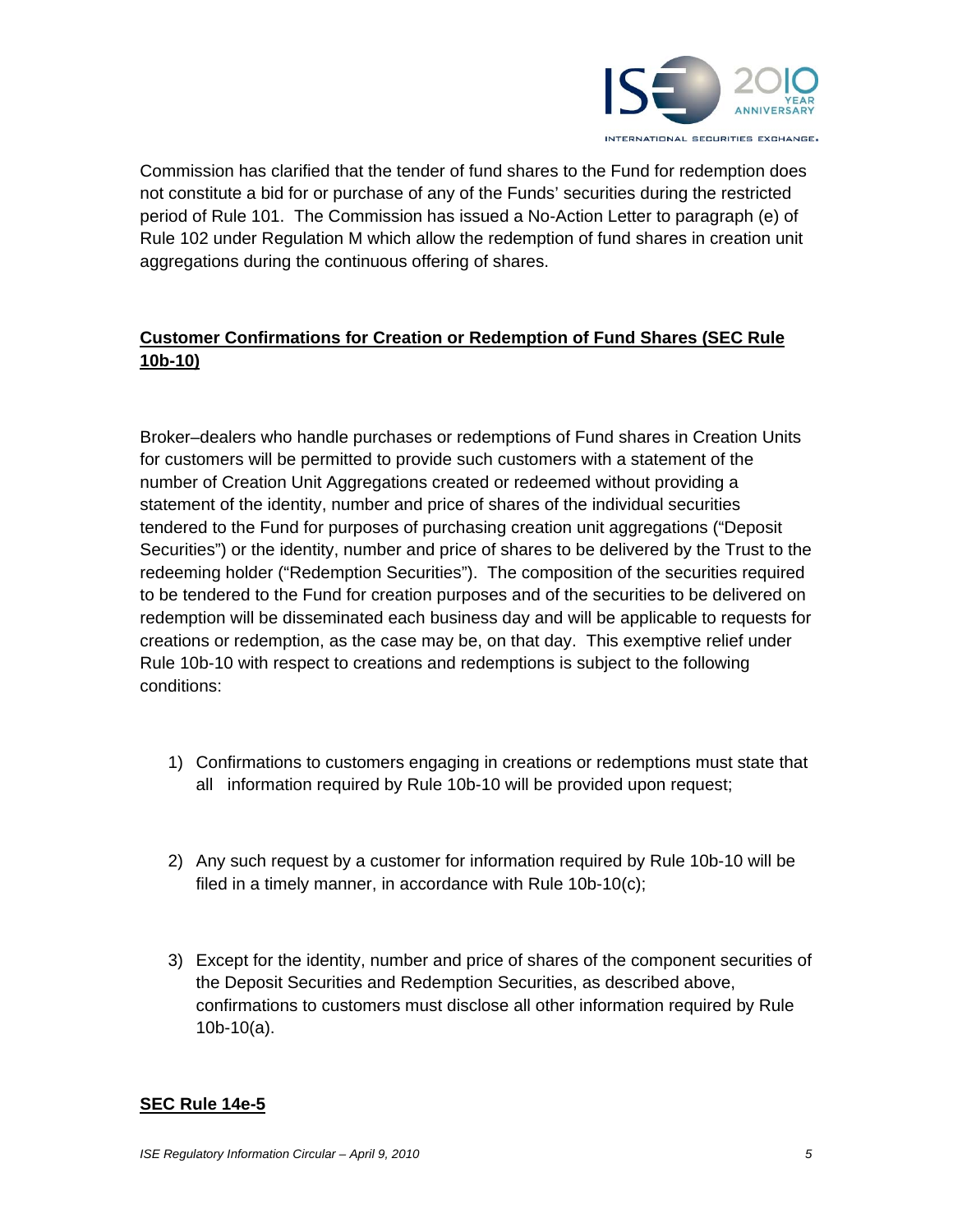Commission has clarified that the tender of fund shares to the Fund for redemption does not constitute a bid for or purchase of any of the Funds' securities during the restricted period of Rule 101. The Commission has issued a No-Action Letter to paragraph (e) of Rule 102 under Regulation M which allow the redemption of fund shares in creation unit aggregations during the continuous offering of shares.

## **Customer Confirmations for Creation or Redemption of Fund Shares (SEC Rule 10b-10)**

Broker–dealers who handle purchases or redemptions of Fund shares in Creation Units for customers will be permitted to provide such customers with a statement of the number of Creation Unit Aggregations created or redeemed without providing a statement of the identity, number and price of shares of the individual securities tendered to the Fund for purposes of purchasing creation unit aggregations ("Deposit Securities") or the identity, number and price of shares to be delivered by the Trust to the redeeming holder ("Redemption Securities"). The composition of the securities required to be tendered to the Fund for creation purposes and of the securities to be delivered on redemption will be disseminated each business day and will be applicable to requests for creations or redemption, as the case may be, on that day. This exemptive relief under Rule 10b-10 with respect to creations and redemptions is subject to the following conditions:

1) Confirmations to customers engaging in creations or redemptions must state that all information required by Rule 10b-10 will be provided upon request;

2) Any such request by a customer for information required by Rule 10b-10 will be filed in a timely manner, in accordance with Rule 10b-10(c);

3) Except for the identity, number and price of shares of the component securities of the Deposit Securities and Redemption Securities, as described above, confirmations to customers must disclose all other information required by Rule 10b-10(a).

## **SEC Rule 14e-5**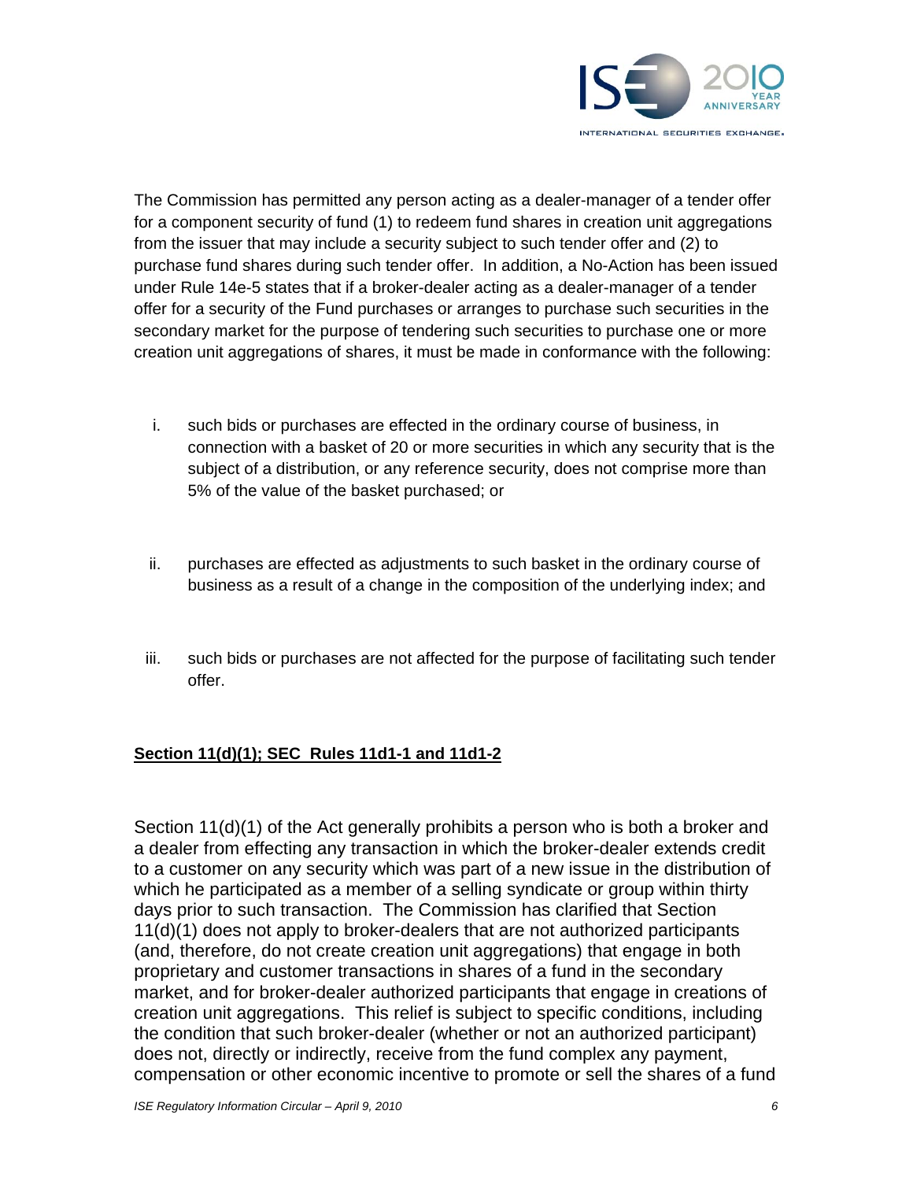The Commission has permitted any person acting as a dealer-manager of a tender offer for a component security of fund (1) to redeem fund shares in creation unit aggregations from the issuer that may include a security subject to such tender offer and (2) to purchase fund shares during such tender offer. In addition, a No-Action has been issued under Rule 14e-5 states that if a broker-dealer acting as a dealer-manager of a tender offer for a security of the Fund purchases or arranges to purchase such securities in the secondary market for the purpose of tendering such securities to purchase one or more creation unit aggregations of shares, it must be made in conformance with the following:

i. such bids or purchases are effected in the ordinary course of business, in connection with a basket of 20 or more securities in which any security that is the subject of a distribution, or any reference security, does not comprise more than 5% of the value of the basket purchased; or

ii. purchases are effected as adjustments to such basket in the ordinary course of business as a result of a change in the composition of the underlying index; and

iii. such bids or purchases are not affected for the purpose of facilitating such tender offer.

**Section 11(d)(1); SEC Rules 11d1-1 and 11d1-2**

Section 11(d)(1) of the Act generally prohibits a person who is both a broker and a dealer from effecting any transaction in which the broker-dealer extends credit to a customer on any security which was part of a new issue in the distribution of which he participated as a member of a selling syndicate or group within thirty days prior to such transaction. The Commission has clarified that Section 11(d)(1) does not apply to broker-dealers that are not authorized participants (and, therefore, do not create creation unit aggregations) that engage in both proprietary and customer transactions in shares of a fund in the secondary market, and for broker-dealer authorized participants that engage in creations of creation unit aggregations. This relief is subject to specific conditions, including the condition that such broker-dealer (whether or not an authorized participant) does not, directly or indirectly, receive from the fund complex any payment, compensation or other economic incentive to promote or sell the shares of a fund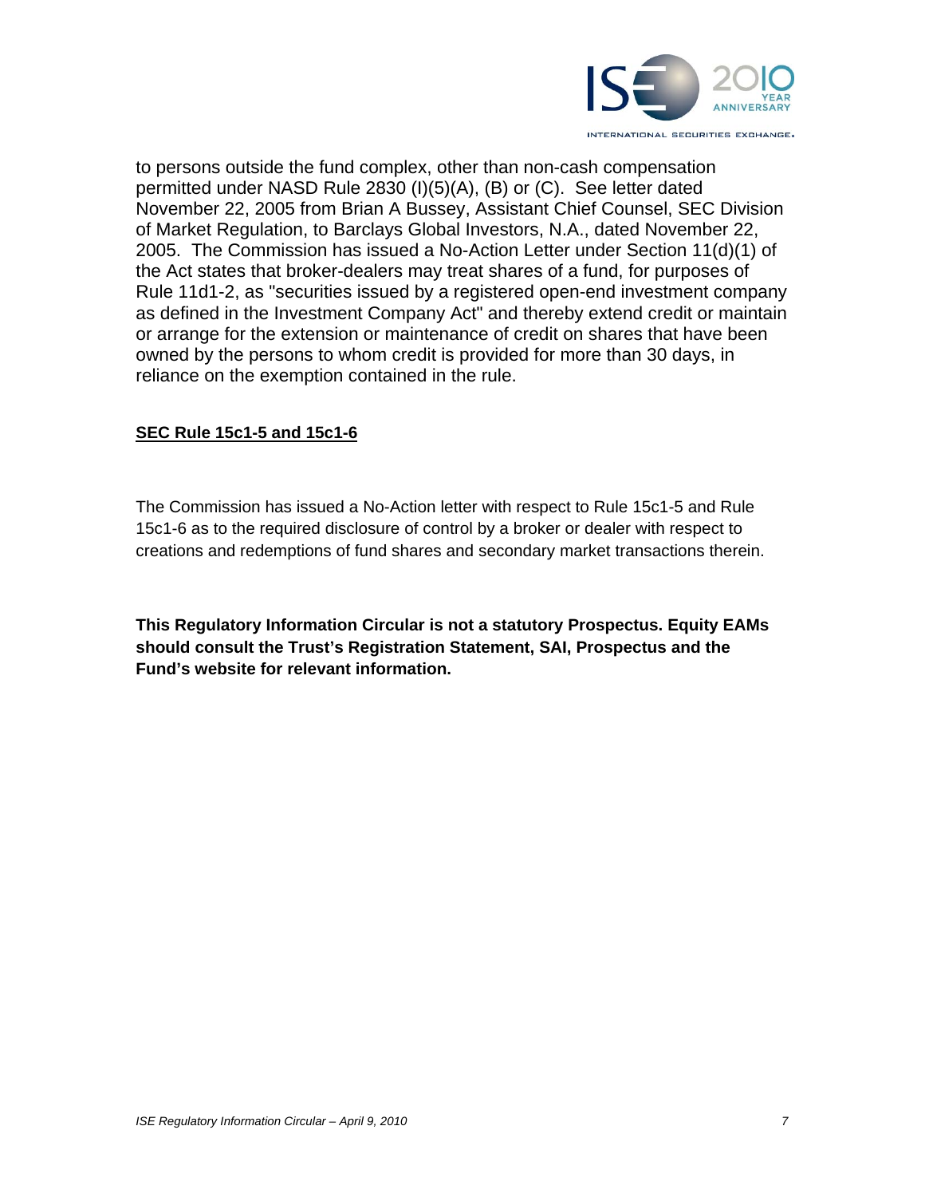to persons outside the fund complex, other than non-cash compensation permitted under NASD Rule 2830 (I)(5)(A), (B) or (C). See letter dated November 22, 2005 from Brian A Bussey, Assistant Chief Counsel, SEC Division of Market Regulation, to Barclays Global Investors, N.A., dated November 22, 2005. The Commission has issued a No-Action Letter under Section 11(d)(1) of the Act states that broker-dealers may treat shares of a fund, for purposes of Rule 11d1-2, as "securities issued by a registered open-end investment company as defined in the Investment Company Act" and thereby extend credit or maintain or arrange for the extension or maintenance of credit on shares that have been owned by the persons to whom credit is provided for more than 30 days, in reliance on the exemption contained in the rule.

**SEC Rule 15c1-5 and 15c1-6**

The Commission has issued a No-Action letter with respect to Rule 15c1-5 and Rule 15c1-6 as to the required disclosure of control by a broker or dealer with respect to creations and redemptions of fund shares and secondary market transactions therein.

**This Regulatory Information Circular is not a statutory Prospectus. Equity EAMs should consult the Trust's Registration Statement, SAI, Prospectus and the Fund's website for relevant information.**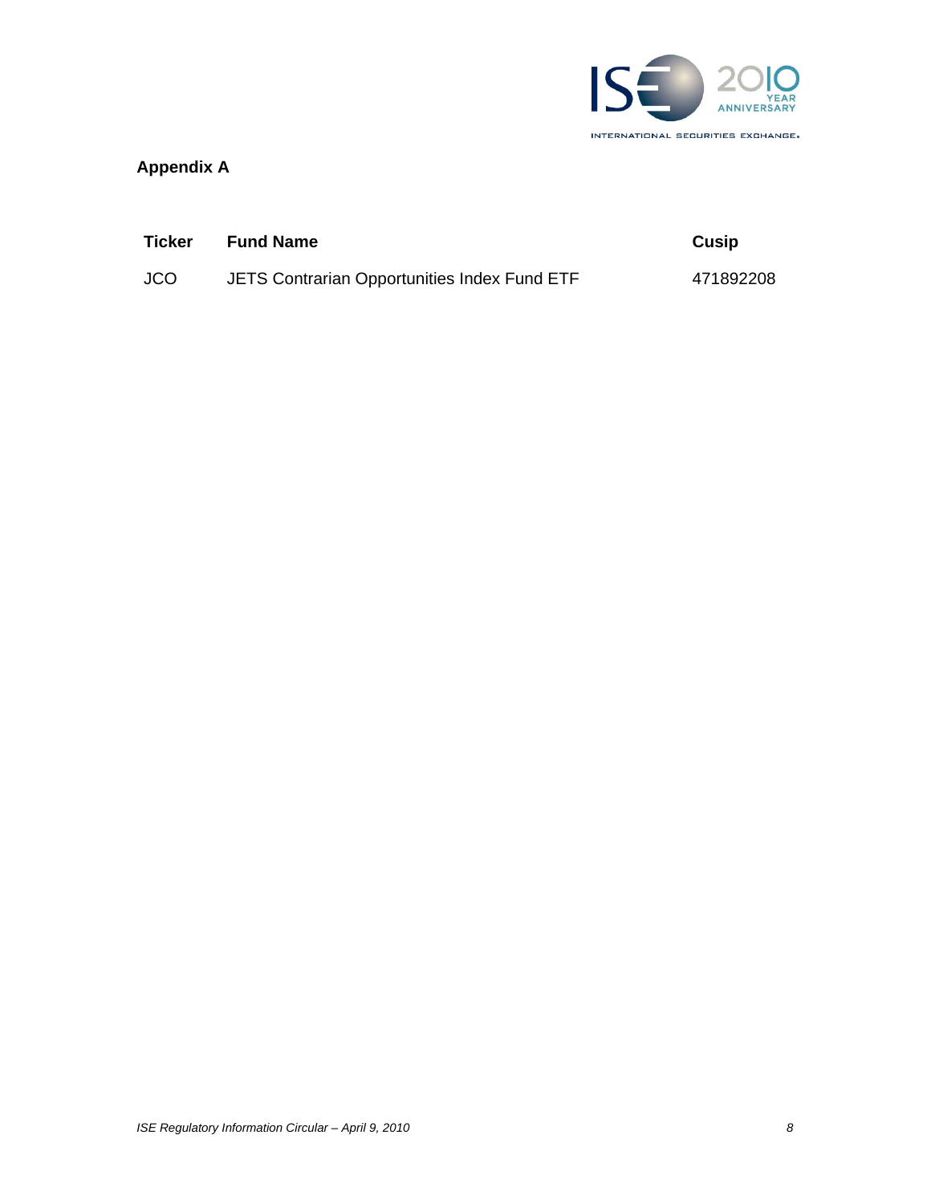## Appendix A

| Ticker | Fund Name | Cusip |
|---|---|---|
| JCO | JETS Contrarian Opportunities Index Fund ETF | 471892208 |